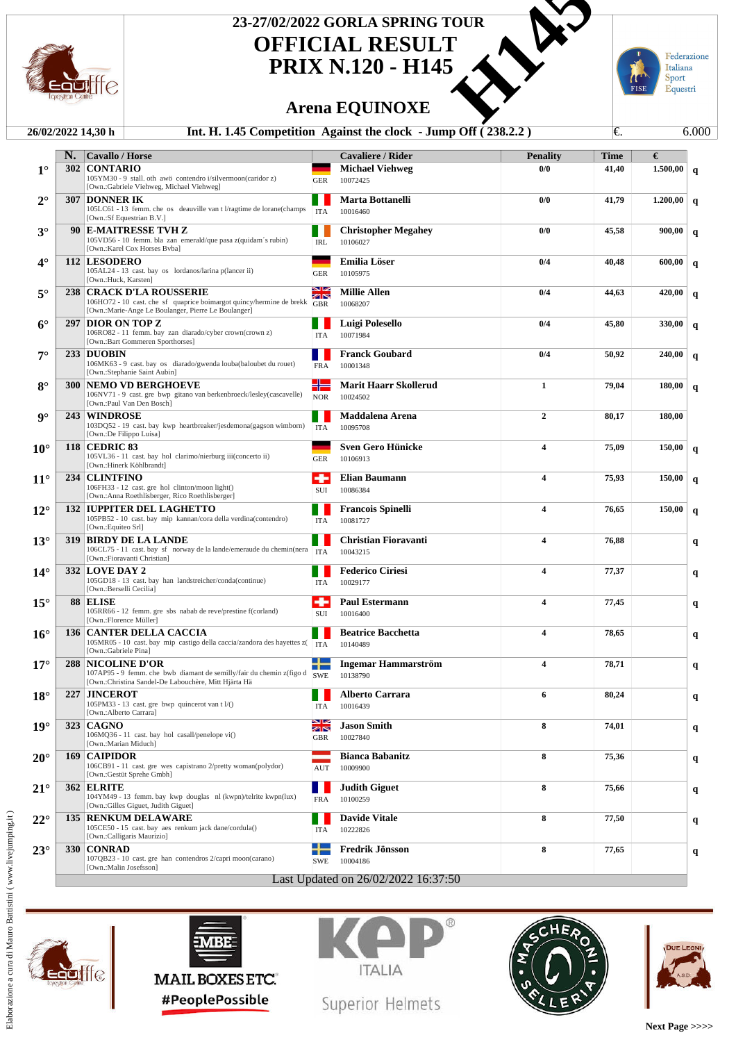# 23-27/02/2022 GORLA SPRING TOUR

# OFFICIAL RESULT

# PRIX N.120 - H145

## Arena EQUINOXE

**26/02/2022 14,30 h** — **Int. H. 1.45 Competition Against the clock - Jump Off ( 238.2.2 )** — €. 6.000

| | N. | Cavallo / Horse | | Cavaliere / Rider | Penality | Time | € | |
|---|---|---|---|---|---|---|---|---|
| 1° | 302 | **CONTARIO**<br>105YM30 - 9 stall. oth awö contendro i/silvermoon(caridor z)<br>[Own.:Gabriele Viehweg, Michael Viehweg] | GER | **Michael Viehweg**<br>10072425 | 0/0 | 41,40 | 1.500,00 | q |
| 2° | 307 | **DONNER IK**<br>105LC61 - 13 femm. che os deauville van t l/ragtime de lorane(champs<br>[Own.:Sf Equestrian B.V.] | ITA | **Marta Bottanelli**<br>10016460 | 0/0 | 41,79 | 1.200,00 | q |
| 3° | 90 | **E-MAITRESSE TVH Z**<br>105VD56 - 10 femm. bla zan emerald/que pasa z(quidam´s rubin)<br>[Own.:Karel Cox Horses Bvba] | IRL | **Christopher Megahey**<br>10106027 | 0/0 | 45,58 | 900,00 | q |
| 4° | 112 | **LESODERO**<br>105AL24 - 13 cast. bay os lordanos/larina p(lancer ii)<br>[Own.:Huck, Karsten] | GER | **Emilia Löser**<br>10105975 | 0/4 | 40,48 | 600,00 | q |
| 5° | 238 | **CRACK D'LA ROUSSERIE**<br>106HO72 - 10 cast. che sf quaprice boimargot quincy/hermine de brekk<br>[Own.:Marie-Ange Le Boulanger, Pierre Le Boulanger] | GBR | **Millie Allen**<br>10068207 | 0/4 | 44,63 | 420,00 | q |
| 6° | 297 | **DIOR ON TOP Z**<br>106RO82 - 11 femm. bay zan diarado/cyber crown(crown z)<br>[Own.:Bart Gommeren Sporthorses] | ITA | **Luigi Polesello**<br>10071984 | 0/4 | 45,80 | 330,00 | q |
| 7° | 233 | **DUOBIN**<br>106MK63 - 9 cast. bay os diarado/gwenda louba(baloubet du rouet)<br>[Own.:Stephanie Saint Aubin] | FRA | **Franck Goubard**<br>10001348 | 0/4 | 50,92 | 240,00 | q |
| 8° | 300 | **NEMO VD BERGHOEVE**<br>106NV71 - 9 cast. gre bwp gitano van berkenbroeck/lesley(cascavelle)<br>[Own.:Paul Van Den Bosch] | NOR | **Marit Haarr Skollerud**<br>10024502 | 1 | 79,04 | 180,00 | q |
| 9° | 243 | **WINDROSE**<br>103DQ52 - 19 cast. bay kwp heartbreaker/jesdemona(gagson wimborn)<br>[Own.:De Filippo Luisa] | ITA | **Maddalena Arena**<br>10095708 | 2 | 80,17 | 180,00 | |
| 10° | 118 | **CEDRIC 83**<br>105VL36 - 11 cast. bay hol clarimo/nierburg iii(concerto ii)<br>[Own.:Hinerk Köhlbrandt] | GER | **Sven Gero Hünicke**<br>10106913 | 4 | 75,09 | 150,00 | q |
| 11° | 234 | **CLINTFINO**<br>106FH33 - 12 cast. gre hol clinton/moon light()<br>[Own.:Anna Roethlisberger, Rico Roethlisberger] | SUI | **Elian Baumann**<br>10086384 | 4 | 75,93 | 150,00 | q |
| 12° | 132 | **IUPPITER DEL LAGHETTO**<br>105PB52 - 10 cast. bay mip kannan/cora della verdina(contendro)<br>[Own.:Equiteo Srl] | ITA | **Francois Spinelli**<br>10081727 | 4 | 76,65 | 150,00 | q |
| 13° | 319 | **BIRDY DE LA LANDE**<br>106CL75 - 11 cast. bay sf norway de la lande/emeraude du chemin(nera<br>[Own.:Fioravanti Christian] | ITA | **Christian Fioravanti**<br>10043215 | 4 | 76,88 | | q |
| 14° | 332 | **LOVE DAY 2**<br>105GD18 - 13 cast. bay han landstreicher/conda(continue)<br>[Own.:Berselli Cecilia] | ITA | **Federico Ciriesi**<br>10029177 | 4 | 77,37 | | q |
| 15° | 88 | **ELISE**<br>105RR66 - 12 femm. gre sbs nabab de reve/prestine f(corland)<br>[Own.:Florence Müller] | SUI | **Paul Estermann**<br>10016400 | 4 | 77,45 | | q |
| 16° | 136 | **CANTER DELLA CACCIA**<br>105MR05 - 10 cast. bay mip castigo della caccia/zandora des hayettes z(<br>[Own.:Gabriele Pina] | ITA | **Beatrice Bacchetta**<br>10140489 | 4 | 78,65 | | q |
| 17° | 288 | **NICOLINE D'OR**<br>107AP95 - 9 femm. che bwb diamant de semilly/fair du chemin z(figo d<br>[Own.:Christina Sandel-De Labouchère, Mitt Hjärta Hä | SWE | **Ingemar Hammarström**<br>10138790 | 4 | 78,71 | | q |
| 18° | 227 | **JINCEROT**<br>105PM33 - 13 cast. gre bwp quincerot van t l/()<br>[Own.:Alberto Carrara] | ITA | **Alberto Carrara**<br>10016439 | 6 | 80,24 | | q |
| 19° | 323 | **CAGNO**<br>106MQ36 - 11 cast. bay hol casall/penelope vi()<br>[Own.:Marian Miduch] | GBR | **Jason Smith**<br>10027840 | 8 | 74,01 | | q |
| 20° | 169 | **CAIPIDOR**<br>106CB91 - 11 cast. gre wes capistrano 2/pretty woman(polydor)<br>[Own.:Gestüt Sprehe Gmbh] | AUT | **Bianca Babanitz**<br>10009900 | 8 | 75,36 | | q |
| 21° | 362 | **ELRITE**<br>104YM49 - 13 femm. bay kwp douglas nl (kwpn)/telrite kwpn(lux)<br>[Own.:Gilles Giguet, Judith Giguet] | FRA | **Judith Giguet**<br>10100259 | 8 | 75,66 | | q |
| 22° | 135 | **RENKUM DELAWARE**<br>105CE50 - 15 cast. bay aes renkum jack dane/cordula()<br>[Own.:Calligaris Maurizio] | ITA | **Davide Vitale**<br>10222826 | 8 | 77,50 | | q |
| 23° | 330 | **CONRAD**<br>107QB23 - 10 cast. gre han contendros 2/capri moon(carano)<br>[Own.:Malin Josefsson] | SWE | **Fredrik Jönsson**<br>10004186 | 8 | 77,65 | | q |

Last Updated on 26/02/2022 16:37:50

Elaborazione a cura di Mauro Battistini ( www.livejumping.it )

Next Page >>>>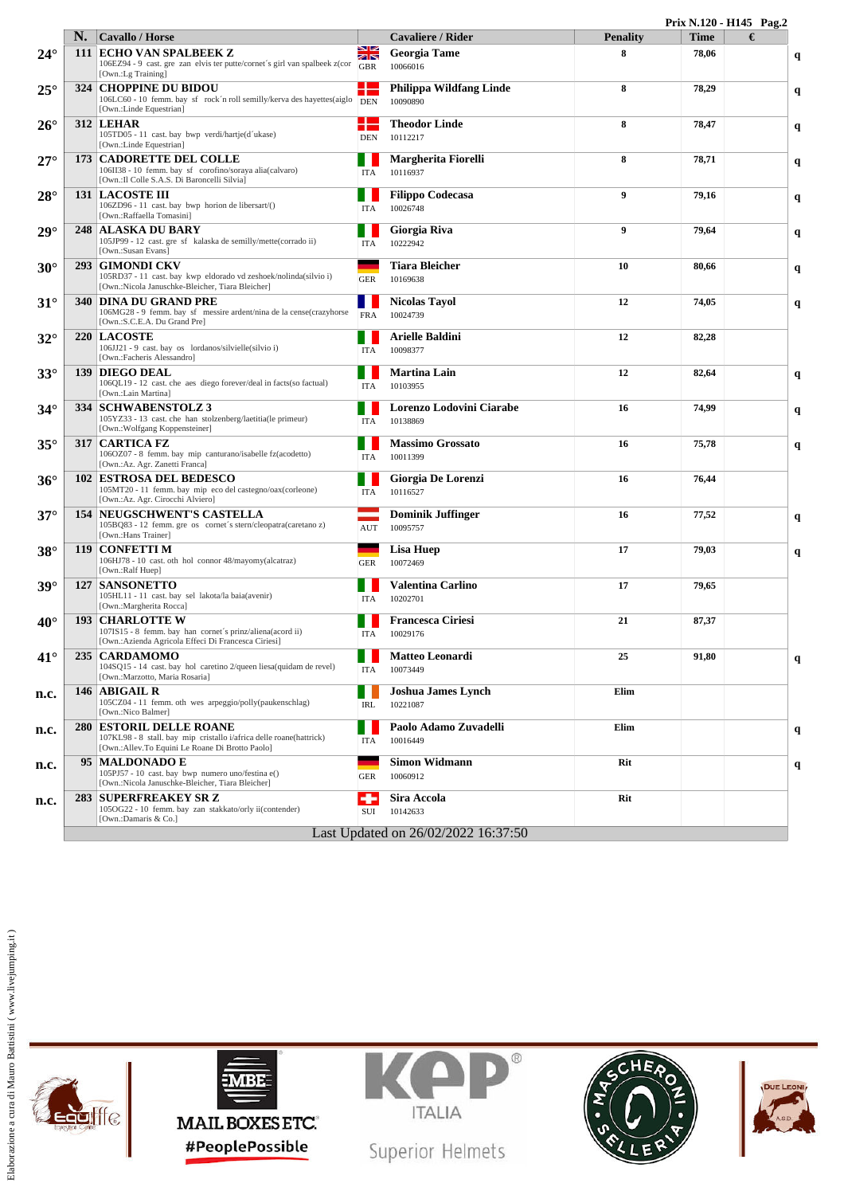Prix N.120 - H145

| | N. | Cavallo / Horse | | Cavaliere / Rider | Penality | Time | € | |
|---|---|---|---|---|---|---|---|---|
| 24° | 111 | **ECHO VAN SPALBEEK Z** 106EZ94 - 9 cast. gre zan elvis ter putte/cornet´s girl van spalbeek z(cor [Own.:Lg Training] | GBR | **Georgia Tame** 10066016 | 8 | 78,06 | | q |
| 25° | 324 | **CHOPPINE DU BIDOU** 106LC60 - 10 femm. bay sf rock´n roll semilly/kerva des hayettes(aiglo [Own.:Linde Equestrian] | DEN | **Philippa Wildfang Linde** 10090890 | 8 | 78,29 | | q |
| 26° | 312 | **LEHAR** 105TD05 - 11 cast. bay bwp verdi/hartje(d´ukase) [Own.:Linde Equestrian] | DEN | **Theodor Linde** 10112217 | 8 | 78,47 | | q |
| 27° | 173 | **CADORETTE DEL COLLE** 106II38 - 10 femm. bay sf corofino/soraya alia(calvaro) [Own.:Il Colle S.A.S. Di Baroncelli Silvia] | ITA | **Margherita Fiorelli** 10116937 | 8 | 78,71 | | q |
| 28° | 131 | **LACOSTE III** 106ZD96 - 11 cast. bay bwp horion de libersart/() [Own.:Raffaella Tomasini] | ITA | **Filippo Codecasa** 10026748 | 9 | 79,16 | | q |
| 29° | 248 | **ALASKA DU BARY** 105JP99 - 12 cast. gre sf kalaska de semilly/mette(corrado ii) [Own.:Susan Evans] | ITA | **Giorgia Riva** 10222942 | 9 | 79,64 | | q |
| 30° | 293 | **GIMONDI CKV** 105RD37 - 11 cast. bay kwp eldorado vd zeshoek/nolinda(silvio i) [Own.:Nicola Januschke-Bleicher, Tiara Bleicher] | GER | **Tiara Bleicher** 10169638 | 10 | 80,66 | | q |
| 31° | 340 | **DINA DU GRAND PRE** 106MG28 - 9 femm. bay sf messire ardent/nina de la cense(crazyhorse [Own.:S.C.E.A. Du Grand Pre] | FRA | **Nicolas Tayol** 10024739 | 12 | 74,05 | | q |
| 32° | 220 | **LACOSTE** 106JJ21 - 9 cast. bay os lordanos/silvielle(silvio i) [Own.:Facheris Alessandro] | ITA | **Arielle Baldini** 10098377 | 12 | 82,28 | | |
| 33° | 139 | **DIEGO DEAL** 106QL19 - 12 cast. che aes diego forever/deal in facts(so factual) [Own.:Lain Martina] | ITA | **Martina Lain** 10103955 | 12 | 82,64 | | q |
| 34° | 334 | **SCHWABENSTOLZ 3** 105YZ33 - 13 cast. che han stolzenberg/laetitia(le primeur) [Own.:Wolfgang Koppensteiner] | ITA | **Lorenzo Lodovini Ciarabe** 10138869 | 16 | 74,99 | | q |
| 35° | 317 | **CARTICA FZ** 106OZ07 - 8 femm. bay mip canturano/isabelle fz(acodetto) [Own.:Az. Agr. Zanetti Franca] | ITA | **Massimo Grossato** 10011399 | 16 | 75,78 | | q |
| 36° | 102 | **ESTROSA DEL BEDESCO** 105MT20 - 11 femm. bay mip eco del castegno/oax(corleone) [Own.:Az. Agr. Cirocchi Alviero] | ITA | **Giorgia De Lorenzi** 10116527 | 16 | 76,44 | | |
| 37° | 154 | **NEUGSCHWENT'S CASTELLA** 105BQ83 - 12 femm. gre os cornet´s stern/cleopatra(caretano z) [Own.:Hans Trainer] | AUT | **Dominik Juffinger** 10095757 | 16 | 77,52 | | q |
| 38° | 119 | **CONFETTI M** 106HJ78 - 10 cast. oth hol connor 48/mayomy(alcatraz) [Own.:Ralf Huep] | GER | **Lisa Huep** 10072469 | 17 | 79,03 | | q |
| 39° | 127 | **SANSONETTO** 105HL11 - 11 cast. bay sel lakota/la baia(avenir) [Own.:Margherita Rocca] | ITA | **Valentina Carlino** 10202701 | 17 | 79,65 | | |
| 40° | 193 | **CHARLOTTE W** 107IS15 - 8 femm. bay han cornet´s prinz/aliena(acord ii) [Own.:Azienda Agricola Effeci Di Francesca Ciriesi] | ITA | **Francesca Ciriesi** 10029176 | 21 | 87,37 | | |
| 41° | 235 | **CARDAMOMO** 104SQ15 - 14 cast. bay hol caretino 2/queen liesa(quidam de revel) [Own.:Marzotto, Maria Rosaria] | ITA | **Matteo Leonardi** 10073449 | 25 | 91,80 | | q |
| n.c. | 146 | **ABIGAIL R** 105CZ04 - 11 femm. oth wes arpeggio/polly(paukenschlag) [Own.:Nico Balmer] | IRL | **Joshua James Lynch** 10221087 | Elim | | | |
| n.c. | 280 | **ESTORIL DELLE ROANE** 107KL98 - 8 stall. bay mip cristallo i/africa delle roane(hattrick) [Own.:Allev.To Equini Le Roane Di Brotto Paolo] | ITA | **Paolo Adamo Zuvadelli** 10016449 | Elim | | | q |
| n.c. | 95 | **MALDONADO E** 105PJ57 - 10 cast. bay bwp numero uno/festina e() [Own.:Nicola Januschke-Bleicher, Tiara Bleicher] | GER | **Simon Widmann** 10060912 | Rit | | | q |
| n.c. | 283 | **SUPERFREAKEY SR Z** 105OG22 - 10 femm. bay zan stakkato/orly ii(contender) [Own.:Damaris & Co.] | SUI | **Sira Accola** 10142633 | Rit | | | |

Last Updated on 26/02/2022 16:37:50

Elaborazione a cura di Mauro Battistini ( www.livejumping.it )

MAIL BOXES ETC. #PeoplePossible

KEP ITALIA Superior Helmets

MASCHERONI SELLERIE

DUE LEONI A.S.D.